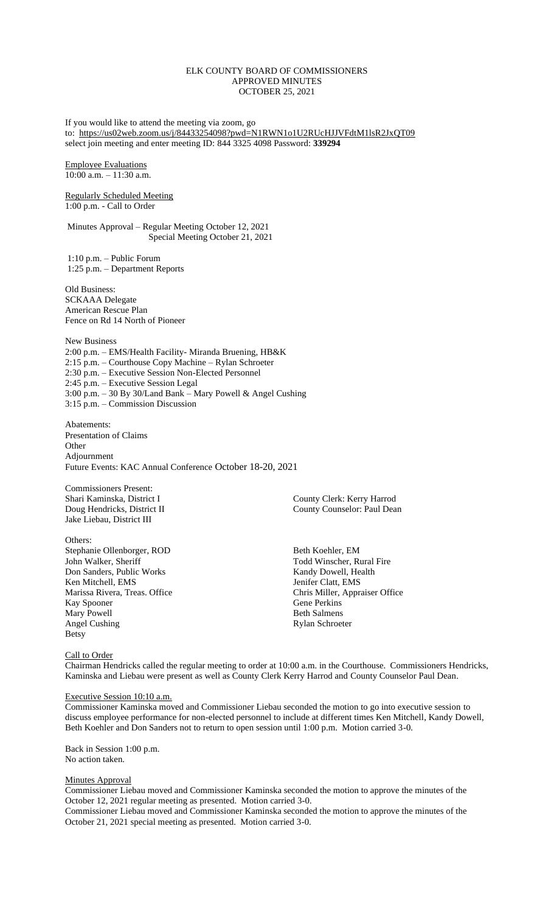# ELK COUNTY BOARD OF COMMISSIONERS
## APPROVED MINUTES
## OCTOBER 25, 2021

If you would like to attend the meeting via zoom, go to: https://us02web.zoom.us/j/84433254098?pwd=N1RWN1o1U2RUcHJJVFdtM1lsR2JxQT09 select join meeting and enter meeting ID: 844 3325 4098 Password: **339294**

Employee Evaluations
10:00 a.m. – 11:30 a.m.

Regularly Scheduled Meeting
1:00 p.m. - Call to Order

Minutes Approval – Regular Meeting October 12, 2021
Special Meeting October 21, 2021

1:10 p.m. – Public Forum
1:25 p.m. – Department Reports

Old Business:
SCKAAA Delegate
American Rescue Plan
Fence on Rd 14 North of Pioneer

New Business
2:00 p.m. – EMS/Health Facility- Miranda Bruening, HB&K
2:15 p.m. – Courthouse Copy Machine – Rylan Schroeter
2:30 p.m. – Executive Session Non-Elected Personnel
2:45 p.m. – Executive Session Legal
3:00 p.m. – 30 By 30/Land Bank – Mary Powell & Angel Cushing
3:15 p.m. – Commission Discussion

Abatements:
Presentation of Claims
Other
Adjournment
Future Events: KAC Annual Conference October 18-20, 2021

Commissioners Present:
Shari Kaminska, District I
Doug Hendricks, District II
Jake Liebau, District III

County Clerk: Kerry Harrod
County Counselor: Paul Dean

Others:
Stephanie Ollenborger, ROD
John Walker, Sheriff
Don Sanders, Public Works
Ken Mitchell, EMS
Marissa Rivera, Treas. Office
Kay Spooner
Mary Powell
Angel Cushing
Betsy

Beth Koehler, EM
Todd Winscher, Rural Fire
Kandy Dowell, Health
Jenifer Clatt, EMS
Chris Miller, Appraiser Office
Gene Perkins
Beth Salmens
Rylan Schroeter

Call to Order
Chairman Hendricks called the regular meeting to order at 10:00 a.m. in the Courthouse. Commissioners Hendricks, Kaminska and Liebau were present as well as County Clerk Kerry Harrod and County Counselor Paul Dean.

Executive Session 10:10 a.m.
Commissioner Kaminska moved and Commissioner Liebau seconded the motion to go into executive session to discuss employee performance for non-elected personnel to include at different times Ken Mitchell, Kandy Dowell, Beth Koehler and Don Sanders not to return to open session until 1:00 p.m. Motion carried 3-0.

Back in Session 1:00 p.m.
No action taken.

Minutes Approval
Commissioner Liebau moved and Commissioner Kaminska seconded the motion to approve the minutes of the October 12, 2021 regular meeting as presented. Motion carried 3-0.
Commissioner Liebau moved and Commissioner Kaminska seconded the motion to approve the minutes of the October 21, 2021 special meeting as presented. Motion carried 3-0.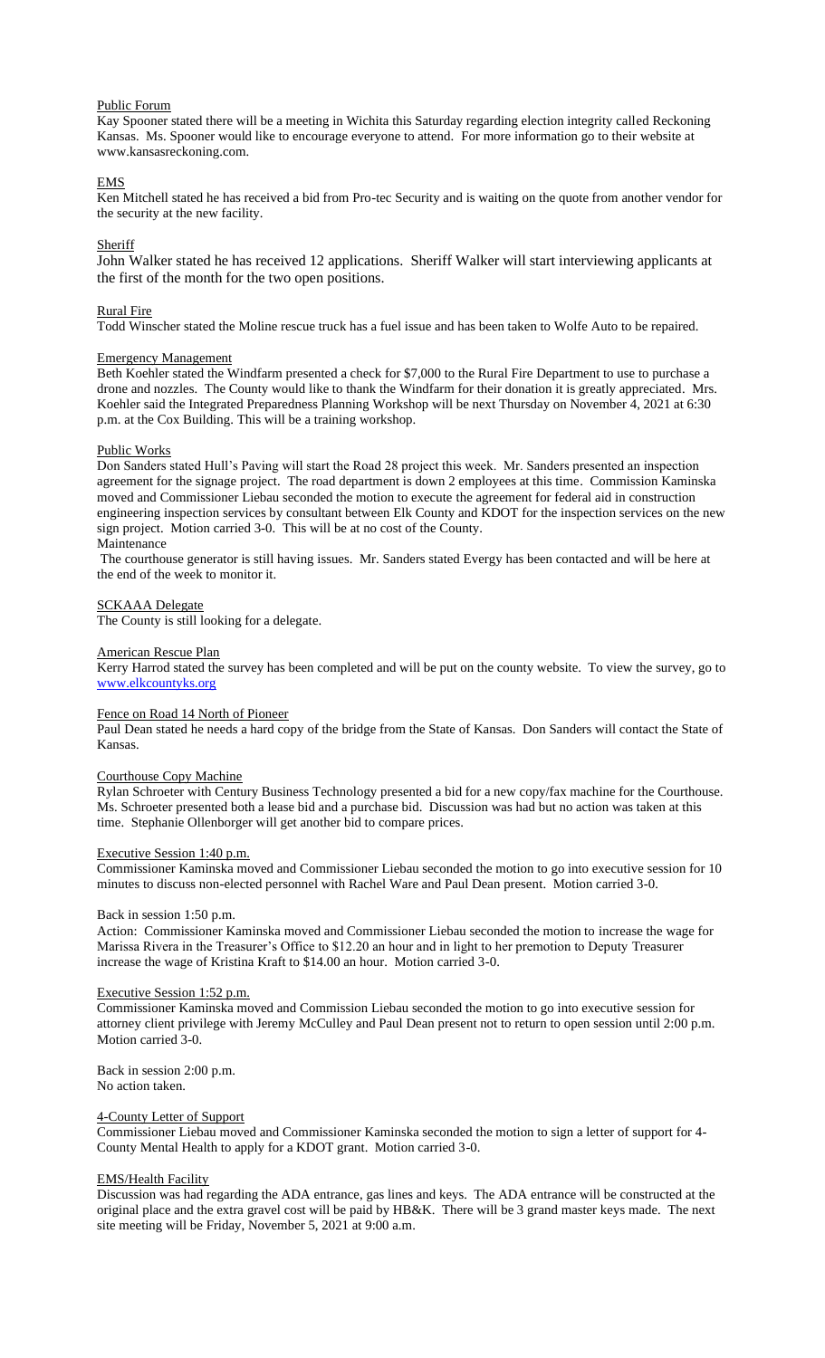Public Forum

Kay Spooner stated there will be a meeting in Wichita this Saturday regarding election integrity called Reckoning Kansas. Ms. Spooner would like to encourage everyone to attend. For more information go to their website at www.kansasreckoning.com.

EMS

Ken Mitchell stated he has received a bid from Pro-tec Security and is waiting on the quote from another vendor for the security at the new facility.

Sheriff

John Walker stated he has received 12 applications. Sheriff Walker will start interviewing applicants at the first of the month for the two open positions.

Rural Fire

Todd Winscher stated the Moline rescue truck has a fuel issue and has been taken to Wolfe Auto to be repaired.

Emergency Management

Beth Koehler stated the Windfarm presented a check for $7,000 to the Rural Fire Department to use to purchase a drone and nozzles. The County would like to thank the Windfarm for their donation it is greatly appreciated. Mrs. Koehler said the Integrated Preparedness Planning Workshop will be next Thursday on November 4, 2021 at 6:30 p.m. at the Cox Building. This will be a training workshop.

Public Works

Don Sanders stated Hull's Paving will start the Road 28 project this week. Mr. Sanders presented an inspection agreement for the signage project. The road department is down 2 employees at this time. Commission Kaminska moved and Commissioner Liebau seconded the motion to execute the agreement for federal aid in construction engineering inspection services by consultant between Elk County and KDOT for the inspection services on the new sign project. Motion carried 3-0. This will be at no cost of the County.

Maintenance

The courthouse generator is still having issues. Mr. Sanders stated Evergy has been contacted and will be here at the end of the week to monitor it.

SCKAAA Delegate

The County is still looking for a delegate.

American Rescue Plan

Kerry Harrod stated the survey has been completed and will be put on the county website. To view the survey, go to www.elkcountyks.org

Fence on Road 14 North of Pioneer

Paul Dean stated he needs a hard copy of the bridge from the State of Kansas. Don Sanders will contact the State of Kansas.

Courthouse Copy Machine

Rylan Schroeter with Century Business Technology presented a bid for a new copy/fax machine for the Courthouse. Ms. Schroeter presented both a lease bid and a purchase bid. Discussion was had but no action was taken at this time. Stephanie Ollenborger will get another bid to compare prices.

Executive Session 1:40 p.m.

Commissioner Kaminska moved and Commissioner Liebau seconded the motion to go into executive session for 10 minutes to discuss non-elected personnel with Rachel Ware and Paul Dean present. Motion carried 3-0.

Back in session 1:50 p.m.

Action: Commissioner Kaminska moved and Commissioner Liebau seconded the motion to increase the wage for Marissa Rivera in the Treasurer's Office to $12.20 an hour and in light to her promotion to Deputy Treasurer increase the wage of Kristina Kraft to $14.00 an hour. Motion carried 3-0.

Executive Session 1:52 p.m.

Commissioner Kaminska moved and Commission Liebau seconded the motion to go into executive session for attorney client privilege with Jeremy McCulley and Paul Dean present not to return to open session until 2:00 p.m. Motion carried 3-0.

Back in session 2:00 p.m.
No action taken.

4-County Letter of Support

Commissioner Liebau moved and Commissioner Kaminska seconded the motion to sign a letter of support for 4-County Mental Health to apply for a KDOT grant. Motion carried 3-0.

EMS/Health Facility

Discussion was had regarding the ADA entrance, gas lines and keys. The ADA entrance will be constructed at the original place and the extra gravel cost will be paid by HB&K. There will be 3 grand master keys made. The next site meeting will be Friday, November 5, 2021 at 9:00 a.m.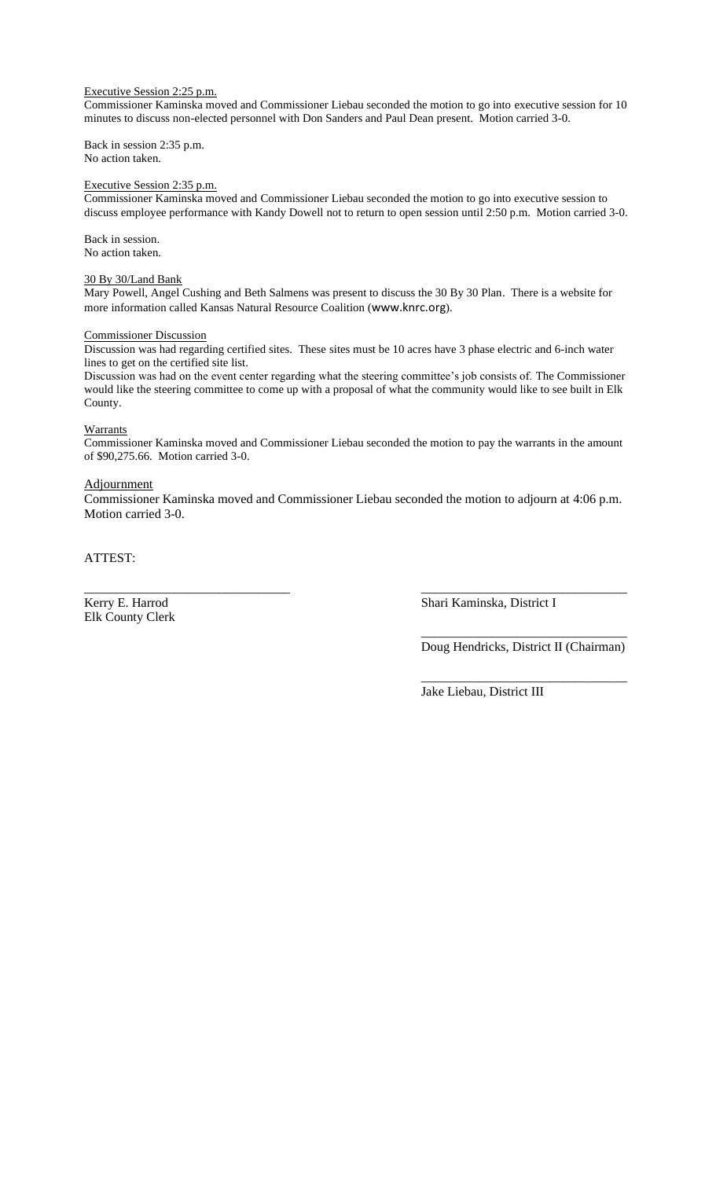Executive Session 2:25 p.m.

Commissioner Kaminska moved and Commissioner Liebau seconded the motion to go into executive session for 10 minutes to discuss non-elected personnel with Don Sanders and Paul Dean present. Motion carried 3-0.

Back in session 2:35 p.m.
No action taken.

Executive Session 2:35 p.m.

Commissioner Kaminska moved and Commissioner Liebau seconded the motion to go into executive session to discuss employee performance with Kandy Dowell not to return to open session until 2:50 p.m. Motion carried 3-0.

Back in session.
No action taken.

30 By 30/Land Bank

Mary Powell, Angel Cushing and Beth Salmens was present to discuss the 30 By 30 Plan. There is a website for more information called Kansas Natural Resource Coalition (www.knrc.org).

Commissioner Discussion

Discussion was had regarding certified sites. These sites must be 10 acres have 3 phase electric and 6-inch water lines to get on the certified site list.

Discussion was had on the event center regarding what the steering committee's job consists of. The Commissioner would like the steering committee to come up with a proposal of what the community would like to see built in Elk County.

Warrants

Commissioner Kaminska moved and Commissioner Liebau seconded the motion to pay the warrants in the amount of $90,275.66. Motion carried 3-0.

Adjournment

Commissioner Kaminska moved and Commissioner Liebau seconded the motion to adjourn at 4:06 p.m. Motion carried 3-0.

ATTEST:

\_\_\_\_\_\_\_\_\_\_\_\_\_\_\_\_\_\_\_\_\_\_\_\_\_\_\_\_\_\_\_\_
Kerry E. Harrod
Elk County Clerk

\_\_\_\_\_\_\_\_\_\_\_\_\_\_\_\_\_\_\_\_\_\_\_\_\_\_\_\_\_\_\_\_
Shari Kaminska, District I

\_\_\_\_\_\_\_\_\_\_\_\_\_\_\_\_\_\_\_\_\_\_\_\_\_\_\_\_\_\_\_\_
Doug Hendricks, District II (Chairman)

\_\_\_\_\_\_\_\_\_\_\_\_\_\_\_\_\_\_\_\_\_\_\_\_\_\_\_\_\_\_\_\_
Jake Liebau, District III